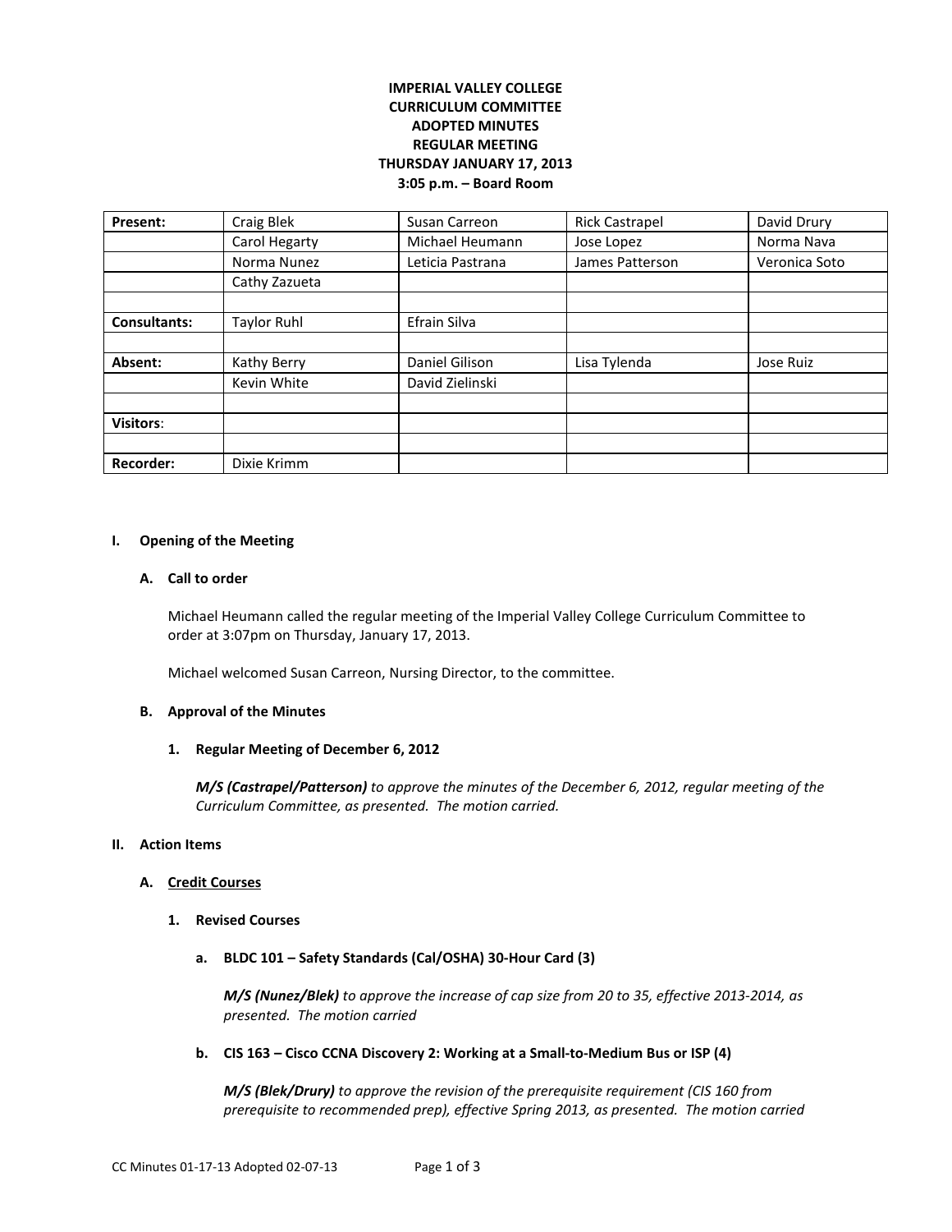**IMPERIAL VALLEY COLLEGE**
**CURRICULUM COMMITTEE**
**ADOPTED MINUTES**
**REGULAR MEETING**
**THURSDAY JANUARY 17, 2013**
**3:05 p.m. – Board Room**

| **Present:** | Craig Blek | Susan Carreon | Rick Castrapel | David Drury |
|---|---|---|---|---|
| | Carol Hegarty | Michael Heumann | Jose Lopez | Norma Nava |
| | Norma Nunez | Leticia Pastrana | James Patterson | Veronica Soto |
| | Cathy Zazueta | | | |
| | | | | |
| **Consultants:** | Taylor Ruhl | Efrain Silva | | |
| | | | | |
| **Absent:** | Kathy Berry | Daniel Gilison | Lisa Tylenda | Jose Ruiz |
| | Kevin White | David Zielinski | | |
| | | | | |
| **Visitors**: | | | | |
| | | | | |
| **Recorder:** | Dixie Krimm | | | |

## I. Opening of the Meeting

### A. Call to order

Michael Heumann called the regular meeting of the Imperial Valley College Curriculum Committee to order at 3:07pm on Thursday, January 17, 2013.

Michael welcomed Susan Carreon, Nursing Director, to the committee.

### B. Approval of the Minutes

#### 1. Regular Meeting of December 6, 2012

***M/S (Castrapel/Patterson)*** *to approve the minutes of the December 6, 2012, regular meeting of the Curriculum Committee, as presented. The motion carried.*

## II. Action Items

### A. Credit Courses

#### 1. Revised Courses

**a. BLDC 101 – Safety Standards (Cal/OSHA) 30-Hour Card (3)**

***M/S (Nunez/Blek)*** *to approve the increase of cap size from 20 to 35, effective 2013-2014, as presented. The motion carried*

**b. CIS 163 – Cisco CCNA Discovery 2: Working at a Small-to-Medium Bus or ISP (4)**

***M/S (Blek/Drury)*** *to approve the revision of the prerequisite requirement (CIS 160 from prerequisite to recommended prep), effective Spring 2013, as presented. The motion carried*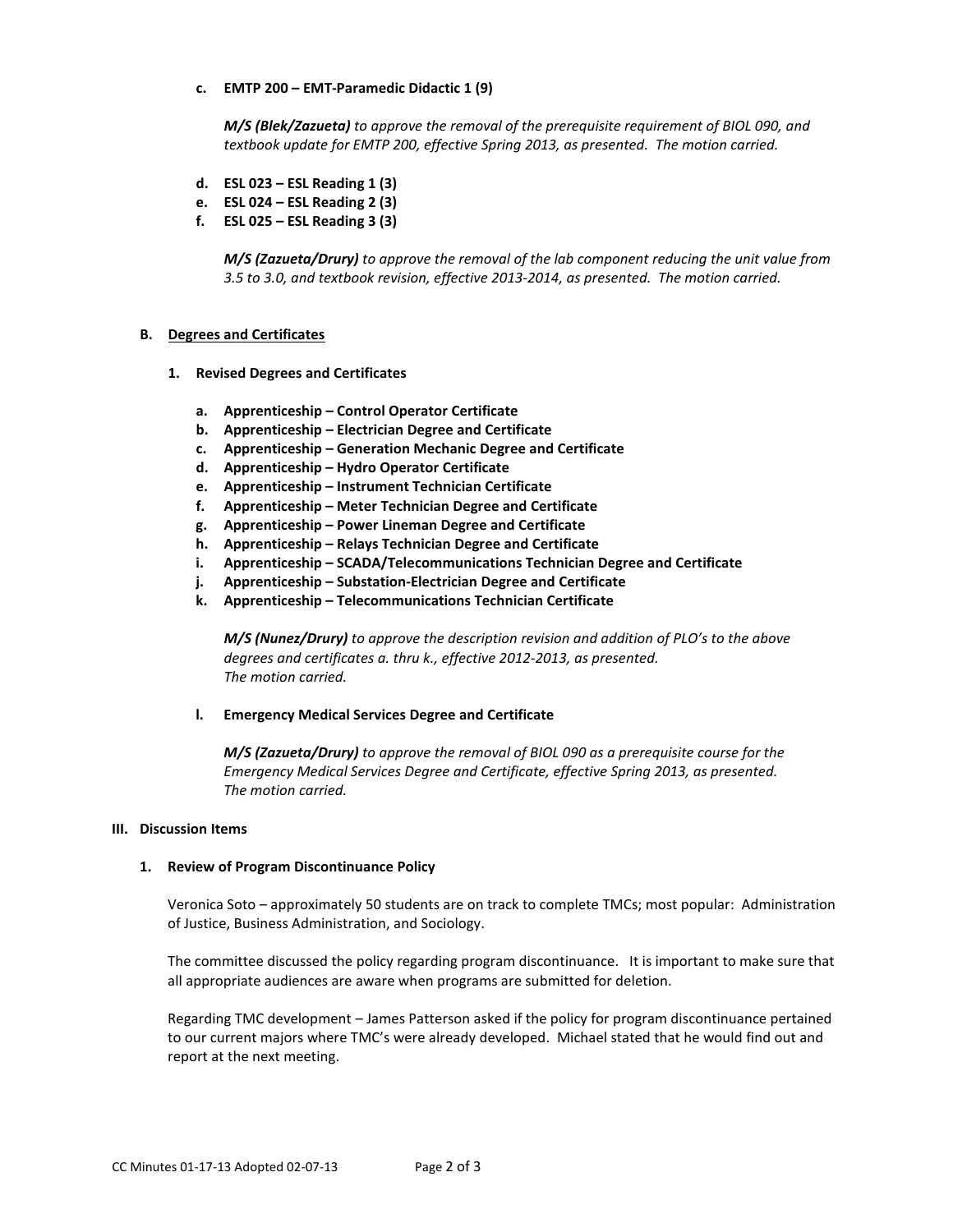**c. EMTP 200 – EMT-Paramedic Didactic 1 (9)**

***M/S (Blek/Zazueta)*** *to approve the removal of the prerequisite requirement of BIOL 090, and textbook update for EMTP 200, effective Spring 2013, as presented. The motion carried.*

**d. ESL 023 – ESL Reading 1 (3)**
**e. ESL 024 – ESL Reading 2 (3)**
**f. ESL 025 – ESL Reading 3 (3)**

***M/S (Zazueta/Drury)*** *to approve the removal of the lab component reducing the unit value from 3.5 to 3.0, and textbook revision, effective 2013-2014, as presented. The motion carried.*

**B. <u>Degrees and Certificates</u>**

**1. Revised Degrees and Certificates**

**a. Apprenticeship – Control Operator Certificate**
**b. Apprenticeship – Electrician Degree and Certificate**
**c. Apprenticeship – Generation Mechanic Degree and Certificate**
**d. Apprenticeship – Hydro Operator Certificate**
**e. Apprenticeship – Instrument Technician Certificate**
**f. Apprenticeship – Meter Technician Degree and Certificate**
**g. Apprenticeship – Power Lineman Degree and Certificate**
**h. Apprenticeship – Relays Technician Degree and Certificate**
**i. Apprenticeship – SCADA/Telecommunications Technician Degree and Certificate**
**j. Apprenticeship – Substation-Electrician Degree and Certificate**
**k. Apprenticeship – Telecommunications Technician Certificate**

***M/S (Nunez/Drury)*** *to approve the description revision and addition of PLO's to the above degrees and certificates a. thru k., effective 2012-2013, as presented. The motion carried.*

**l. Emergency Medical Services Degree and Certificate**

***M/S (Zazueta/Drury)*** *to approve the removal of BIOL 090 as a prerequisite course for the Emergency Medical Services Degree and Certificate, effective Spring 2013, as presented. The motion carried.*

**III. Discussion Items**

**1. Review of Program Discontinuance Policy**

Veronica Soto – approximately 50 students are on track to complete TMCs; most popular: Administration of Justice, Business Administration, and Sociology.

The committee discussed the policy regarding program discontinuance. It is important to make sure that all appropriate audiences are aware when programs are submitted for deletion.

Regarding TMC development – James Patterson asked if the policy for program discontinuance pertained to our current majors where TMC's were already developed. Michael stated that he would find out and report at the next meeting.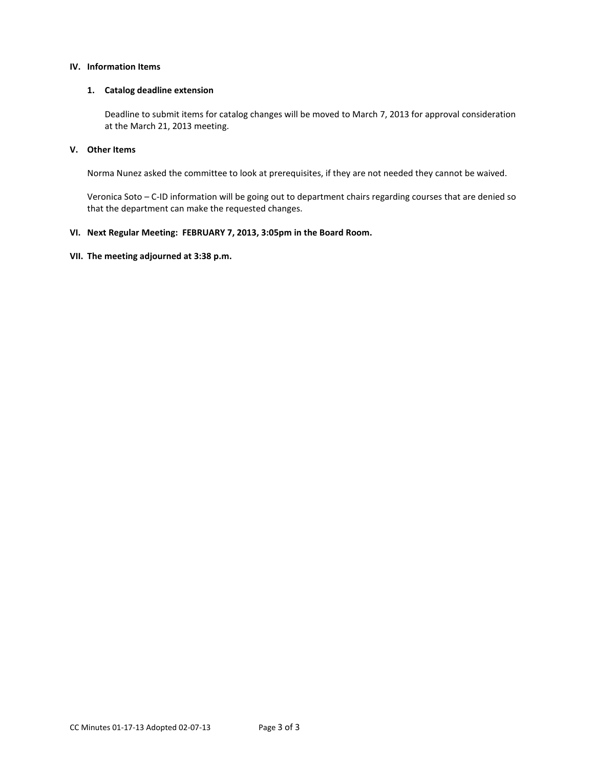## IV. Information Items

### 1. Catalog deadline extension

Deadline to submit items for catalog changes will be moved to March 7, 2013 for approval consideration at the March 21, 2013 meeting.

## V. Other Items

Norma Nunez asked the committee to look at prerequisites, if they are not needed they cannot be waived.

Veronica Soto – C-ID information will be going out to department chairs regarding courses that are denied so that the department can make the requested changes.

## VI. Next Regular Meeting: FEBRUARY 7, 2013, 3:05pm in the Board Room.

## VII. The meeting adjourned at 3:38 p.m.